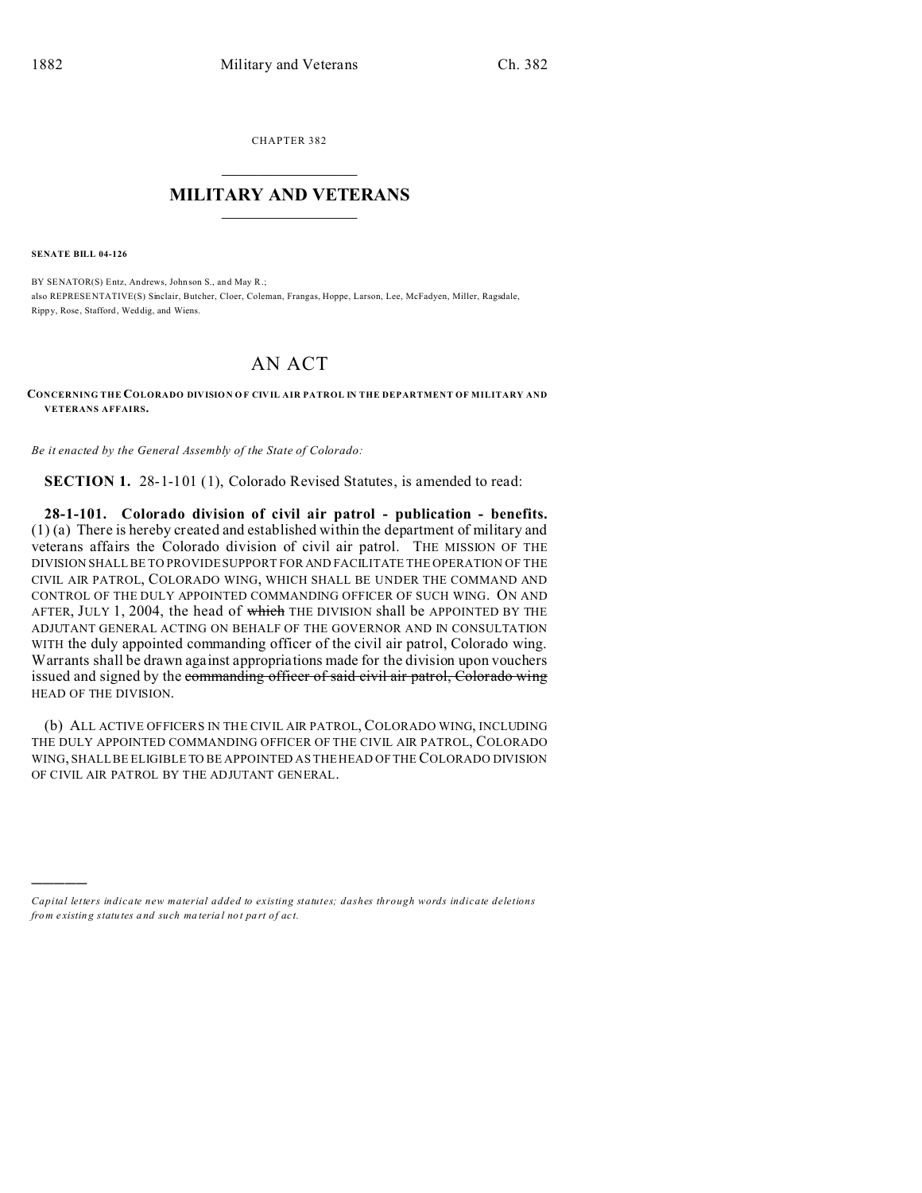CHAPTER 382

# MILITARY AND VETERANS

**SENATE BILL 04-126**

BY SENATOR(S) Entz, Andrews, Johnson S., and May R.;
also REPRESENTATIVE(S) Sinclair, Butcher, Cloer, Coleman, Frangas, Hoppe, Larson, Lee, McFadyen, Miller, Ragsdale, Rippy, Rose, Stafford, Weddig, and Wiens.

## AN ACT

**CONCERNING THE COLORADO DIVISION OF CIVIL AIR PATROL IN THE DEPARTMENT OF MILITARY AND VETERANS AFFAIRS.**

*Be it enacted by the General Assembly of the State of Colorado:*

**SECTION 1.** 28-1-101 (1), Colorado Revised Statutes, is amended to read:

**28-1-101. Colorado division of civil air patrol - publication - benefits.** (1) (a) There is hereby created and established within the department of military and veterans affairs the Colorado division of civil air patrol. THE MISSION OF THE DIVISION SHALL BE TO PROVIDE SUPPORT FOR AND FACILITATE THE OPERATION OF THE CIVIL AIR PATROL, COLORADO WING, WHICH SHALL BE UNDER THE COMMAND AND CONTROL OF THE DULY APPOINTED COMMANDING OFFICER OF SUCH WING. ON AND AFTER, JULY 1, 2004, the head of ~~which~~ THE DIVISION shall be APPOINTED BY THE ADJUTANT GENERAL ACTING ON BEHALF OF THE GOVERNOR AND IN CONSULTATION WITH the duly appointed commanding officer of the civil air patrol, Colorado wing. Warrants shall be drawn against appropriations made for the division upon vouchers issued and signed by the ~~commanding officer of said civil air patrol, Colorado wing~~ HEAD OF THE DIVISION.

(b) ALL ACTIVE OFFICERS IN THE CIVIL AIR PATROL, COLORADO WING, INCLUDING THE DULY APPOINTED COMMANDING OFFICER OF THE CIVIL AIR PATROL, COLORADO WING, SHALL BE ELIGIBLE TO BE APPOINTED AS THE HEAD OF THE COLORADO DIVISION OF CIVIL AIR PATROL BY THE ADJUTANT GENERAL.

---

*Capital letters indicate new material added to existing statutes; dashes through words indicate deletions from existing statutes and such material not part of act.*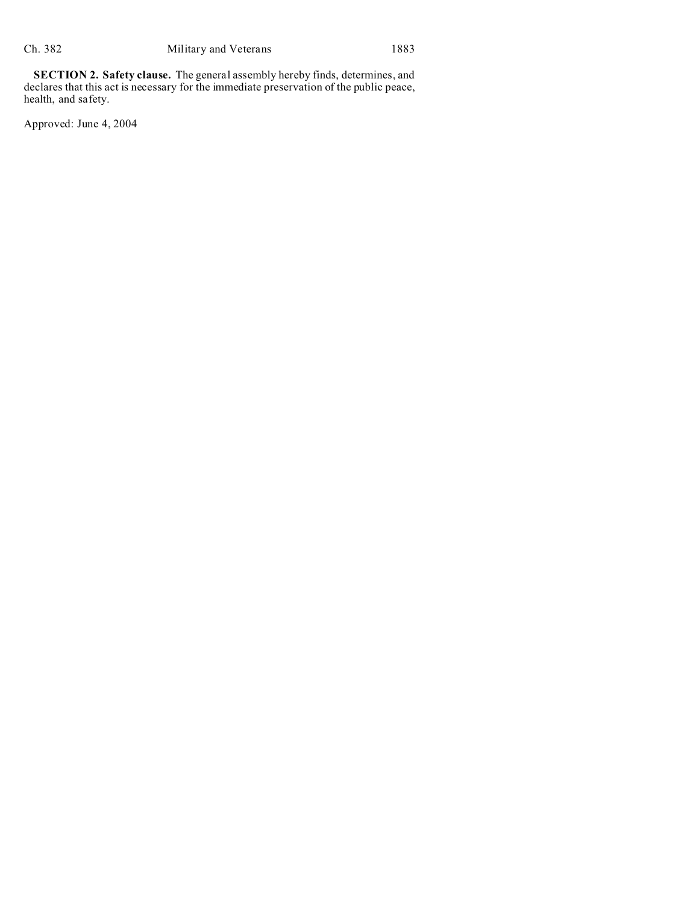**SECTION 2. Safety clause.** The general assembly hereby finds, determines, and declares that this act is necessary for the immediate preservation of the public peace, health, and safety.

Approved: June 4, 2004